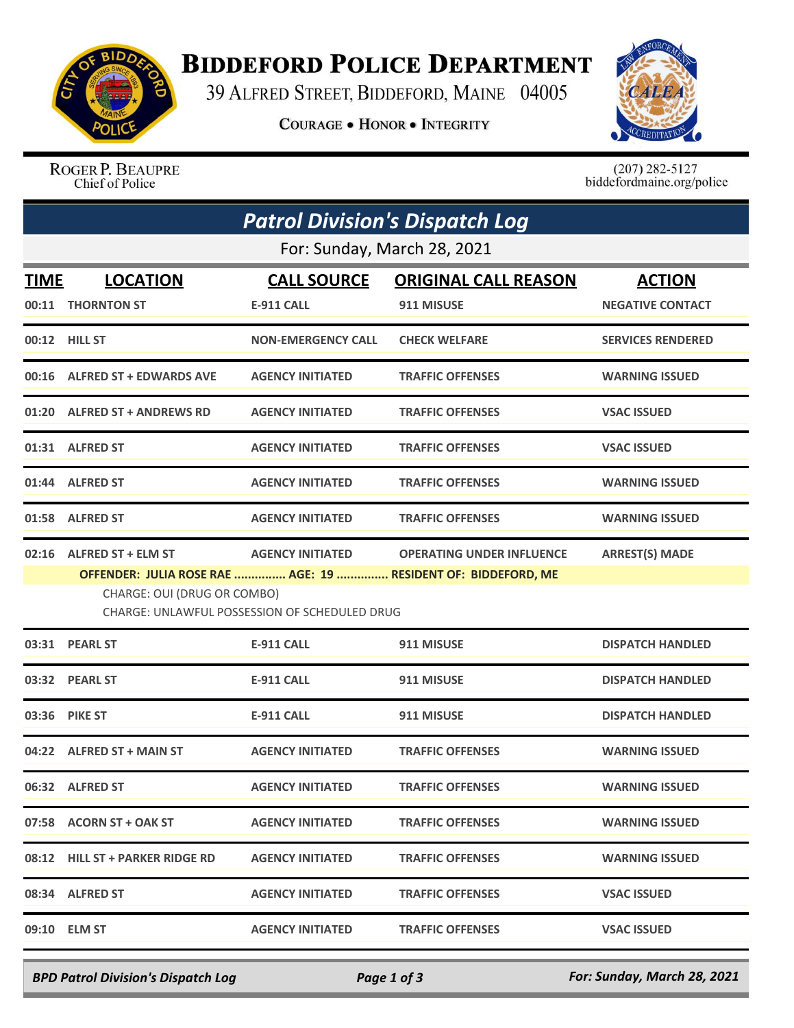# Biddeford Police Department

39 Alfred Street, Biddeford, Maine 04005

Courage • Honor • Integrity

Roger P. Beaupre
Chief of Police

(207) 282-5127
biddefordmaine.org/police

## Patrol Division's Dispatch Log

For: Sunday, March 28, 2021

| TIME | LOCATION | CALL SOURCE | ORIGINAL CALL REASON | ACTION |
|---|---|---|---|---|
| 00:11 | THORNTON ST | E-911 CALL | 911 MISUSE | NEGATIVE CONTACT |
| 00:12 | HILL ST | NON-EMERGENCY CALL | CHECK WELFARE | SERVICES RENDERED |
| 00:16 | ALFRED ST + EDWARDS AVE | AGENCY INITIATED | TRAFFIC OFFENSES | WARNING ISSUED |
| 01:20 | ALFRED ST + ANDREWS RD | AGENCY INITIATED | TRAFFIC OFFENSES | VSAC ISSUED |
| 01:31 | ALFRED ST | AGENCY INITIATED | TRAFFIC OFFENSES | VSAC ISSUED |
| 01:44 | ALFRED ST | AGENCY INITIATED | TRAFFIC OFFENSES | WARNING ISSUED |
| 01:58 | ALFRED ST | AGENCY INITIATED | TRAFFIC OFFENSES | WARNING ISSUED |
| 02:16 | ALFRED ST + ELM ST | AGENCY INITIATED | OPERATING UNDER INFLUENCE | ARREST(S) MADE |

**OFFENDER: JULIA ROSE RAE ............... AGE: 19 ............... RESIDENT OF: BIDDEFORD, ME**

CHARGE: OUI (DRUG OR COMBO)
CHARGE: UNLAWFUL POSSESSION OF SCHEDULED DRUG

| TIME | LOCATION | CALL SOURCE | ORIGINAL CALL REASON | ACTION |
|---|---|---|---|---|
| 03:31 | PEARL ST | E-911 CALL | 911 MISUSE | DISPATCH HANDLED |
| 03:32 | PEARL ST | E-911 CALL | 911 MISUSE | DISPATCH HANDLED |
| 03:36 | PIKE ST | E-911 CALL | 911 MISUSE | DISPATCH HANDLED |
| 04:22 | ALFRED ST + MAIN ST | AGENCY INITIATED | TRAFFIC OFFENSES | WARNING ISSUED |
| 06:32 | ALFRED ST | AGENCY INITIATED | TRAFFIC OFFENSES | WARNING ISSUED |
| 07:58 | ACORN ST + OAK ST | AGENCY INITIATED | TRAFFIC OFFENSES | WARNING ISSUED |
| 08:12 | HILL ST + PARKER RIDGE RD | AGENCY INITIATED | TRAFFIC OFFENSES | WARNING ISSUED |
| 08:34 | ALFRED ST | AGENCY INITIATED | TRAFFIC OFFENSES | VSAC ISSUED |
| 09:10 | ELM ST | AGENCY INITIATED | TRAFFIC OFFENSES | VSAC ISSUED |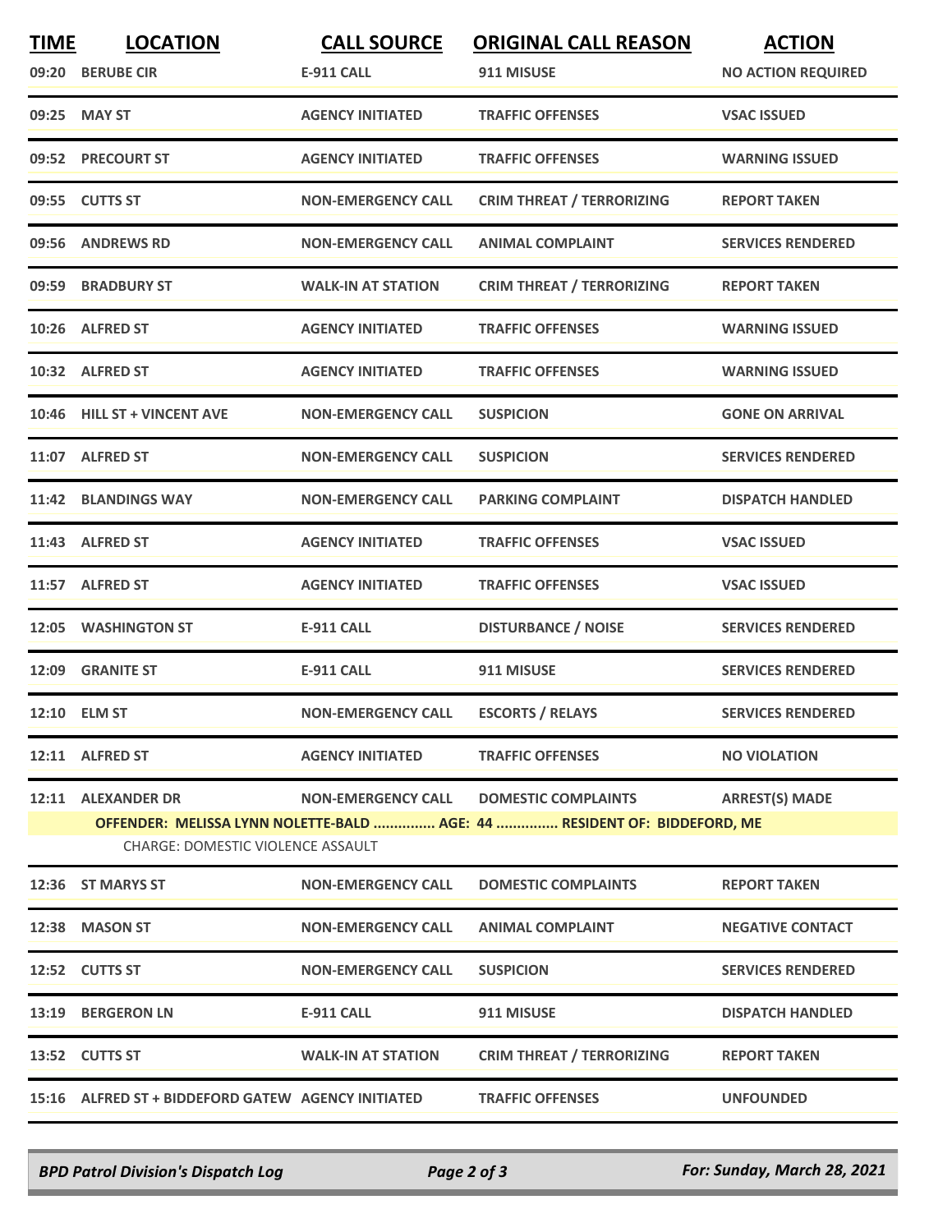| TIME | LOCATION | CALL SOURCE | ORIGINAL CALL REASON | ACTION |
|---|---|---|---|---|
| 09:20 | BERUBE CIR | E-911 CALL | 911 MISUSE | NO ACTION REQUIRED |
| 09:25 | MAY ST | AGENCY INITIATED | TRAFFIC OFFENSES | VSAC ISSUED |
| 09:52 | PRECOURT ST | AGENCY INITIATED | TRAFFIC OFFENSES | WARNING ISSUED |
| 09:55 | CUTTS ST | NON-EMERGENCY CALL | CRIM THREAT / TERRORIZING | REPORT TAKEN |
| 09:56 | ANDREWS RD | NON-EMERGENCY CALL | ANIMAL COMPLAINT | SERVICES RENDERED |
| 09:59 | BRADBURY ST | WALK-IN AT STATION | CRIM THREAT / TERRORIZING | REPORT TAKEN |
| 10:26 | ALFRED ST | AGENCY INITIATED | TRAFFIC OFFENSES | WARNING ISSUED |
| 10:32 | ALFRED ST | AGENCY INITIATED | TRAFFIC OFFENSES | WARNING ISSUED |
| 10:46 | HILL ST + VINCENT AVE | NON-EMERGENCY CALL | SUSPICION | GONE ON ARRIVAL |
| 11:07 | ALFRED ST | NON-EMERGENCY CALL | SUSPICION | SERVICES RENDERED |
| 11:42 | BLANDINGS WAY | NON-EMERGENCY CALL | PARKING COMPLAINT | DISPATCH HANDLED |
| 11:43 | ALFRED ST | AGENCY INITIATED | TRAFFIC OFFENSES | VSAC ISSUED |
| 11:57 | ALFRED ST | AGENCY INITIATED | TRAFFIC OFFENSES | VSAC ISSUED |
| 12:05 | WASHINGTON ST | E-911 CALL | DISTURBANCE / NOISE | SERVICES RENDERED |
| 12:09 | GRANITE ST | E-911 CALL | 911 MISUSE | SERVICES RENDERED |
| 12:10 | ELM ST | NON-EMERGENCY CALL | ESCORTS / RELAYS | SERVICES RENDERED |
| 12:11 | ALFRED ST | AGENCY INITIATED | TRAFFIC OFFENSES | NO VIOLATION |
| 12:11 | ALEXANDER DR | NON-EMERGENCY CALL | DOMESTIC COMPLAINTS | ARREST(S) MADE |
| | OFFENDER: MELISSA LYNN NOLETTE-BALD ............... AGE: 44 ............... RESIDENT OF: BIDDEFORD, ME | | | |
| | CHARGE: DOMESTIC VIOLENCE ASSAULT | | | |
| 12:36 | ST MARYS ST | NON-EMERGENCY CALL | DOMESTIC COMPLAINTS | REPORT TAKEN |
| 12:38 | MASON ST | NON-EMERGENCY CALL | ANIMAL COMPLAINT | NEGATIVE CONTACT |
| 12:52 | CUTTS ST | NON-EMERGENCY CALL | SUSPICION | SERVICES RENDERED |
| 13:19 | BERGERON LN | E-911 CALL | 911 MISUSE | DISPATCH HANDLED |
| 13:52 | CUTTS ST | WALK-IN AT STATION | CRIM THREAT / TERRORIZING | REPORT TAKEN |
| 15:16 | ALFRED ST + BIDDEFORD GATEW | AGENCY INITIATED | TRAFFIC OFFENSES | UNFOUNDED |

*BPD Patrol Division's Dispatch Log* — *For: Sunday, March 28, 2021*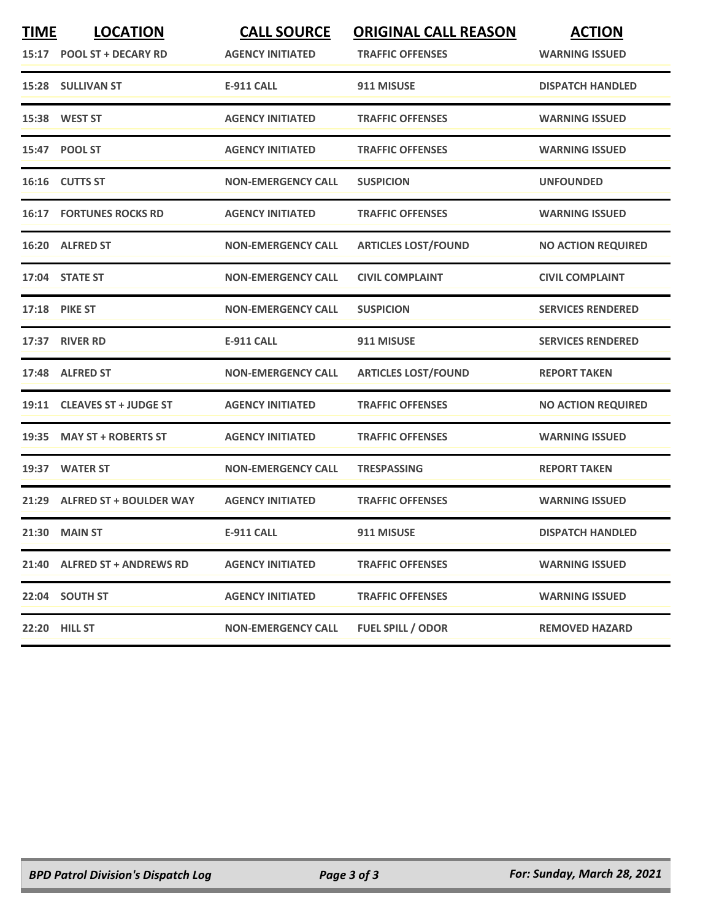| TIME | LOCATION | CALL SOURCE | ORIGINAL CALL REASON | ACTION |
|---|---|---|---|---|
| 15:17 | POOL ST + DECARY RD | AGENCY INITIATED | TRAFFIC OFFENSES | WARNING ISSUED |
| 15:28 | SULLIVAN ST | E-911 CALL | 911 MISUSE | DISPATCH HANDLED |
| 15:38 | WEST ST | AGENCY INITIATED | TRAFFIC OFFENSES | WARNING ISSUED |
| 15:47 | POOL ST | AGENCY INITIATED | TRAFFIC OFFENSES | WARNING ISSUED |
| 16:16 | CUTTS ST | NON-EMERGENCY CALL | SUSPICION | UNFOUNDED |
| 16:17 | FORTUNES ROCKS RD | AGENCY INITIATED | TRAFFIC OFFENSES | WARNING ISSUED |
| 16:20 | ALFRED ST | NON-EMERGENCY CALL | ARTICLES LOST/FOUND | NO ACTION REQUIRED |
| 17:04 | STATE ST | NON-EMERGENCY CALL | CIVIL COMPLAINT | CIVIL COMPLAINT |
| 17:18 | PIKE ST | NON-EMERGENCY CALL | SUSPICION | SERVICES RENDERED |
| 17:37 | RIVER RD | E-911 CALL | 911 MISUSE | SERVICES RENDERED |
| 17:48 | ALFRED ST | NON-EMERGENCY CALL | ARTICLES LOST/FOUND | REPORT TAKEN |
| 19:11 | CLEAVES ST + JUDGE ST | AGENCY INITIATED | TRAFFIC OFFENSES | NO ACTION REQUIRED |
| 19:35 | MAY ST + ROBERTS ST | AGENCY INITIATED | TRAFFIC OFFENSES | WARNING ISSUED |
| 19:37 | WATER ST | NON-EMERGENCY CALL | TRESPASSING | REPORT TAKEN |
| 21:29 | ALFRED ST + BOULDER WAY | AGENCY INITIATED | TRAFFIC OFFENSES | WARNING ISSUED |
| 21:30 | MAIN ST | E-911 CALL | 911 MISUSE | DISPATCH HANDLED |
| 21:40 | ALFRED ST + ANDREWS RD | AGENCY INITIATED | TRAFFIC OFFENSES | WARNING ISSUED |
| 22:04 | SOUTH ST | AGENCY INITIATED | TRAFFIC OFFENSES | WARNING ISSUED |
| 22:20 | HILL ST | NON-EMERGENCY CALL | FUEL SPILL / ODOR | REMOVED HAZARD |